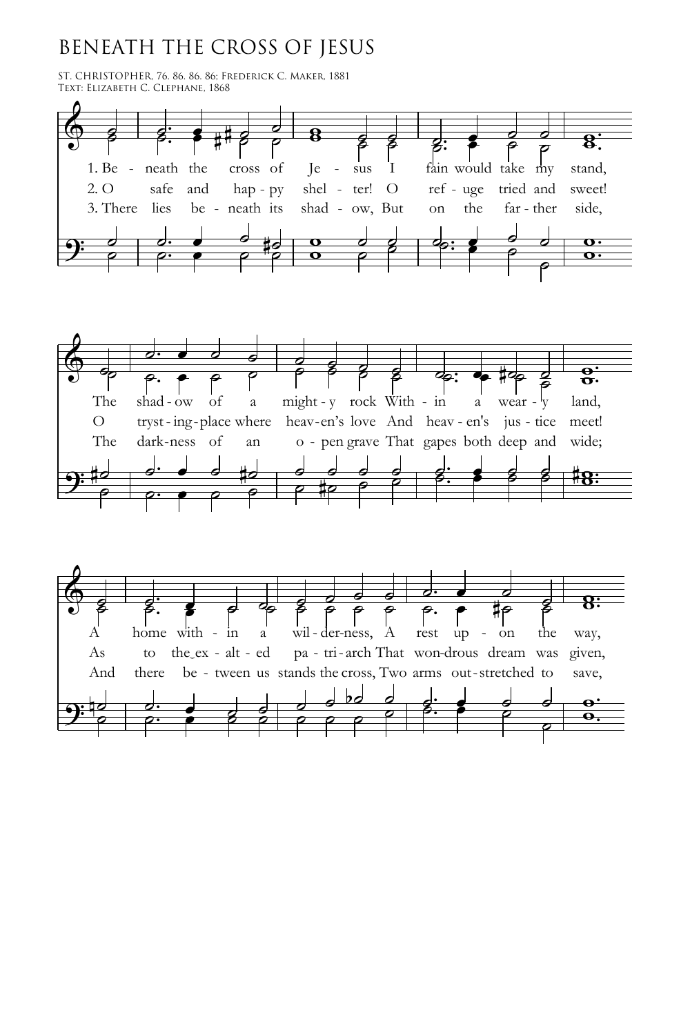# BENEATH THE CROSS OF JESUS

ST. CHRISTOPHER, 76. 86. 86. 86; Frederick C. Maker, 1881
Text: Elizabeth C. Clephane, 1868

1. Beneath the cross of Jesus I fain would take my stand,
The shadow of a mighty rock Within a weary land,
A home within a wilderness, A rest upon the way,

2. O safe and happy shelter! O refuge tried and sweet!
O tryst-ing-place where heaven's love And heaven's justice meet!
As to the exalted patriarch That wondrous dream was given,

3. There lies beneath its shadow, But on the farther side,
The darkness of an open grave That gapes both deep and wide;
And there between us stands the cross, Two arms outstretched to save,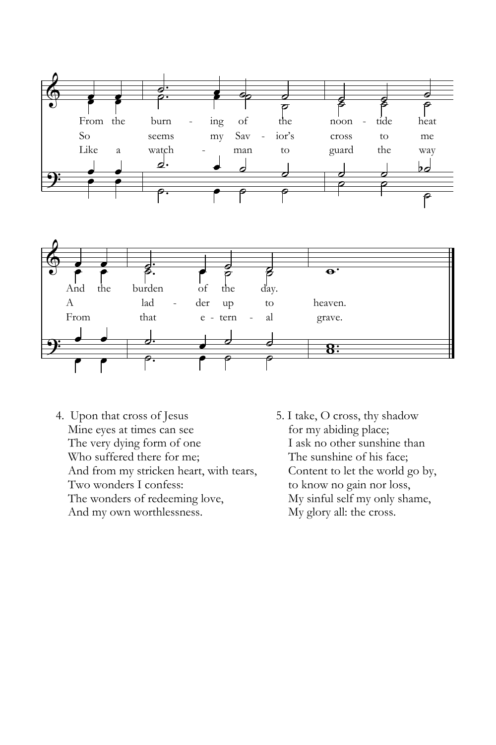From the burn - ing of the noon - tide heat
So seems my Sav - ior's cross to me
Like a watch - man to guard the way

And the burden of the day.
A lad - der up to heaven.
From that e - tern - al grave.

4. Upon that cross of Jesus
Mine eyes at times can see
The very dying form of one
Who suffered there for me;
And from my stricken heart, with tears,
Two wonders I confess:
The wonders of redeeming love,
And my own worthlessness.

5. I take, O cross, thy shadow
for my abiding place;
I ask no other sunshine than
The sunshine of his face;
Content to let the world go by,
to know no gain nor loss,
My sinful self my only shame,
My glory all: the cross.